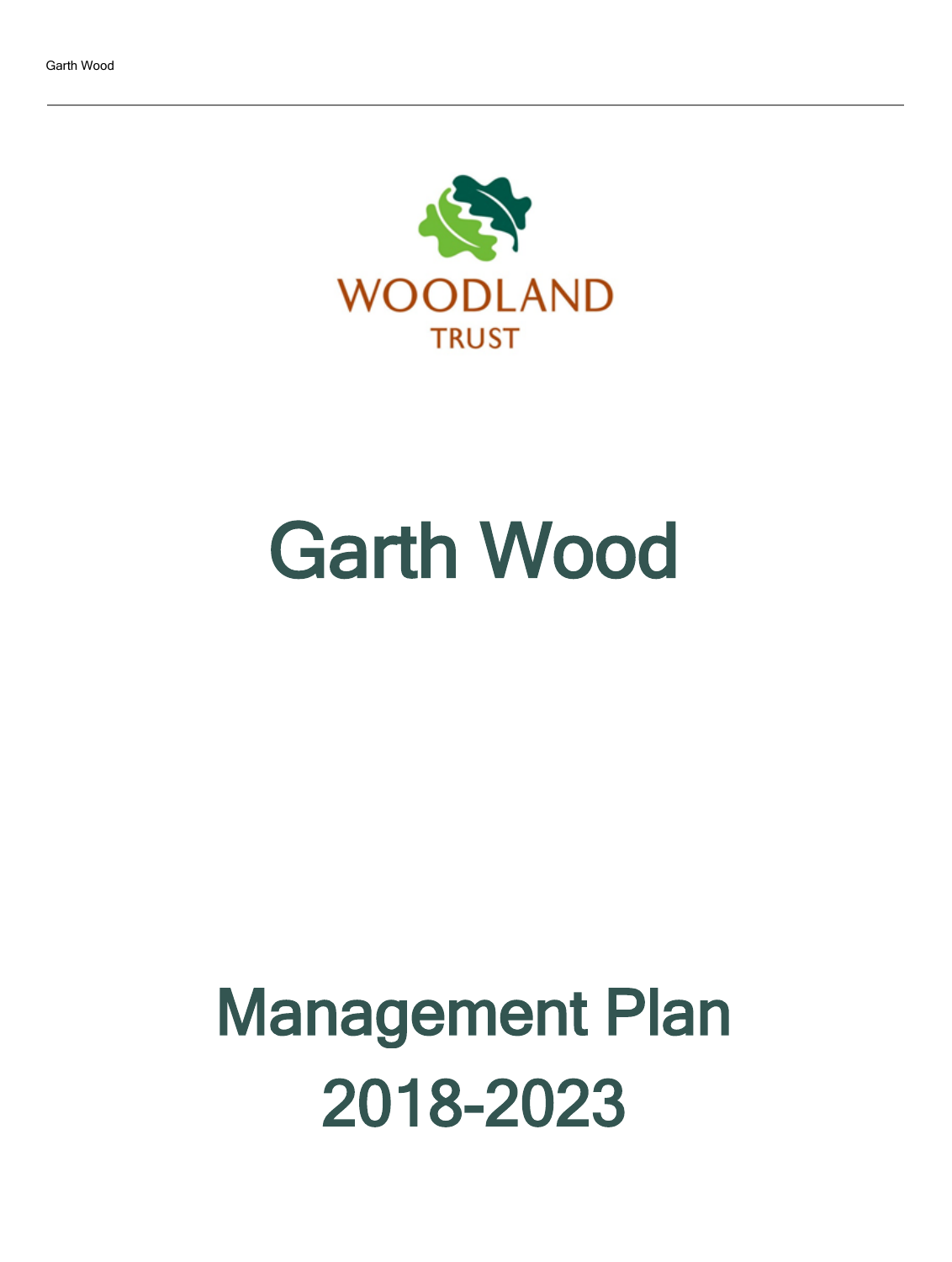WOODLAND TRUST

# Garth Wood

# Management Plan 2018-2023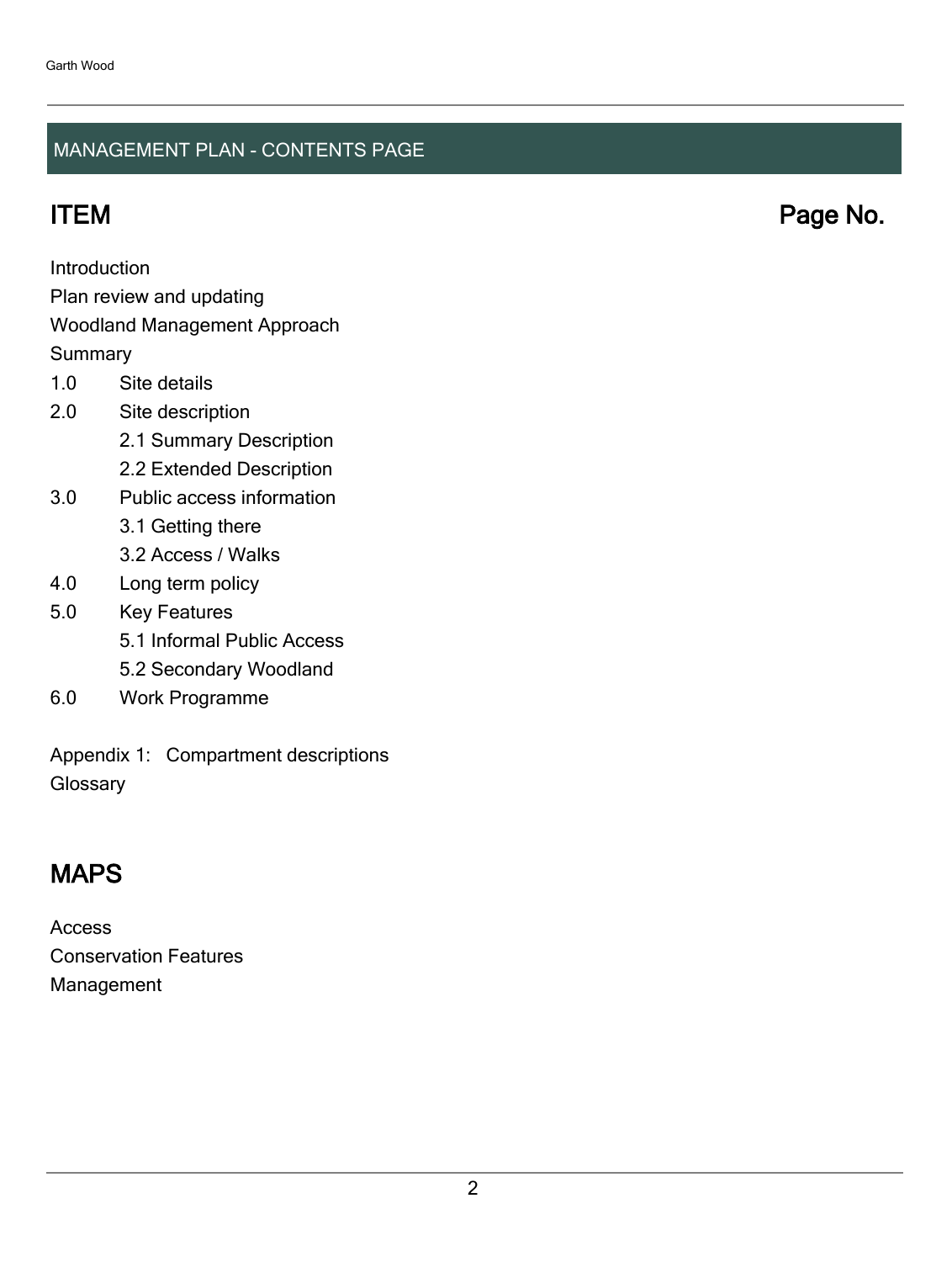## MANAGEMENT PLAN - CONTENTS PAGE

## ITEM Page No.

Introduction
Plan review and updating
Woodland Management Approach
Summary

1.0 Site details
2.0 Site description
  2.1 Summary Description
  2.2 Extended Description
3.0 Public access information
  3.1 Getting there
  3.2 Access / Walks
4.0 Long term policy
5.0 Key Features
  5.1 Informal Public Access
  5.2 Secondary Woodland
6.0 Work Programme

Appendix 1: Compartment descriptions
Glossary

## MAPS

Access
Conservation Features
Management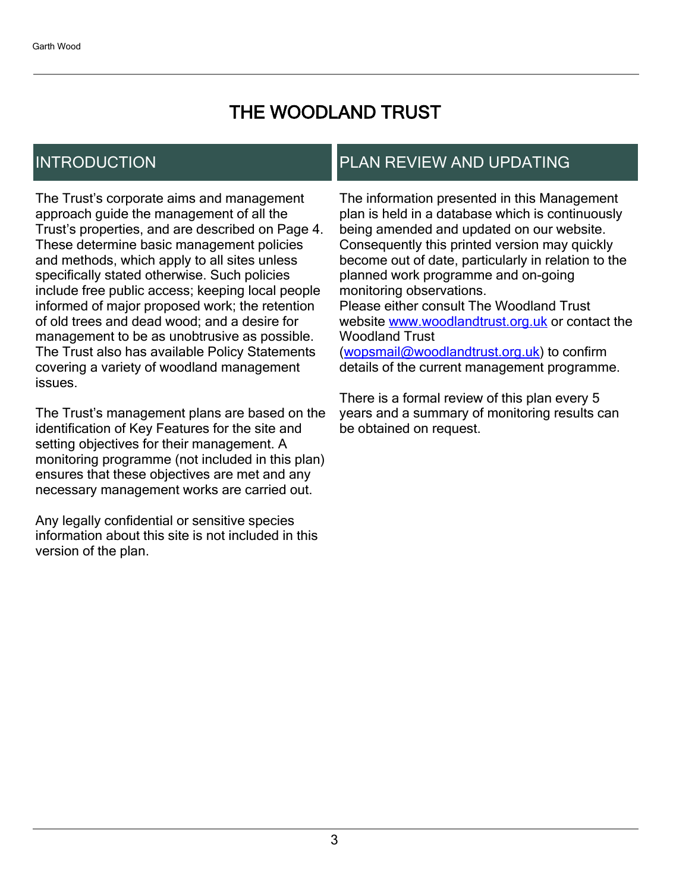# THE WOODLAND TRUST

## INTRODUCTION

The Trust's corporate aims and management approach guide the management of all the Trust's properties, and are described on Page 4. These determine basic management policies and methods, which apply to all sites unless specifically stated otherwise. Such policies include free public access; keeping local people informed of major proposed work; the retention of old trees and dead wood; and a desire for management to be as unobtrusive as possible. The Trust also has available Policy Statements covering a variety of woodland management issues.

The Trust's management plans are based on the identification of Key Features for the site and setting objectives for their management. A monitoring programme (not included in this plan) ensures that these objectives are met and any necessary management works are carried out.

Any legally confidential or sensitive species information about this site is not included in this version of the plan.

## PLAN REVIEW AND UPDATING

The information presented in this Management plan is held in a database which is continuously being amended and updated on our website. Consequently this printed version may quickly become out of date, particularly in relation to the planned work programme and on-going monitoring observations.
Please either consult The Woodland Trust website [www.woodlandtrust.org.uk](http://www.woodlandtrust.org.uk) or contact the Woodland Trust ([wopsmail@woodlandtrust.org.uk](mailto:wopsmail@woodlandtrust.org.uk)) to confirm details of the current management programme.

There is a formal review of this plan every 5 years and a summary of monitoring results can be obtained on request.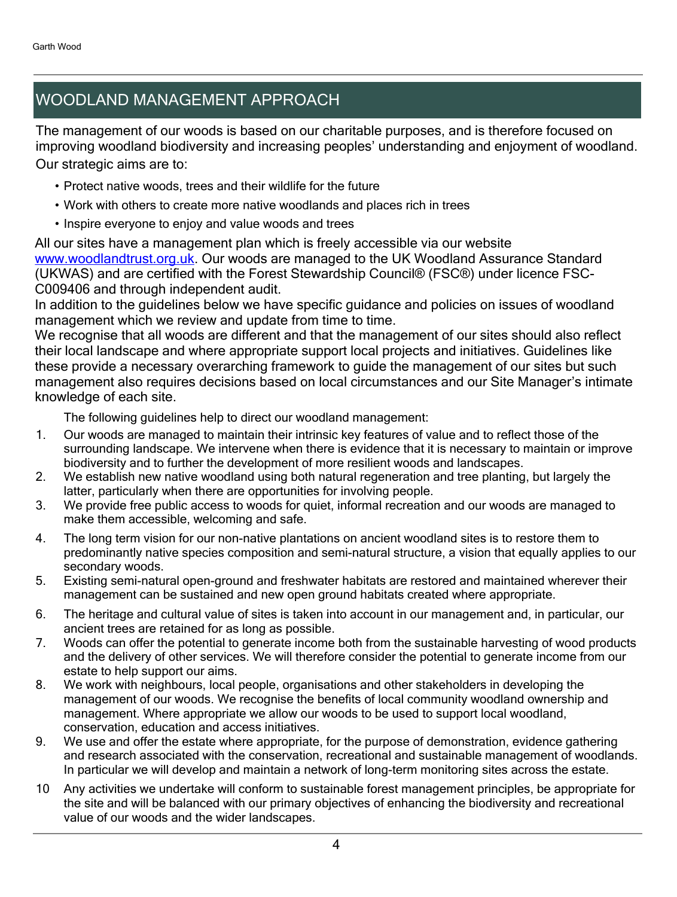## WOODLAND MANAGEMENT APPROACH

The management of our woods is based on our charitable purposes, and is therefore focused on improving woodland biodiversity and increasing peoples' understanding and enjoyment of woodland. Our strategic aims are to:

- Protect native woods, trees and their wildlife for the future
- Work with others to create more native woodlands and places rich in trees
- Inspire everyone to enjoy and value woods and trees

All our sites have a management plan which is freely accessible via our website [www.woodlandtrust.org.uk](http://www.woodlandtrust.org.uk). Our woods are managed to the UK Woodland Assurance Standard (UKWAS) and are certified with the Forest Stewardship Council® (FSC®) under licence FSC-C009406 and through independent audit.

In addition to the guidelines below we have specific guidance and policies on issues of woodland management which we review and update from time to time.

We recognise that all woods are different and that the management of our sites should also reflect their local landscape and where appropriate support local projects and initiatives. Guidelines like these provide a necessary overarching framework to guide the management of our sites but such management also requires decisions based on local circumstances and our Site Manager's intimate knowledge of each site.

The following guidelines help to direct our woodland management:

1. Our woods are managed to maintain their intrinsic key features of value and to reflect those of the surrounding landscape. We intervene when there is evidence that it is necessary to maintain or improve biodiversity and to further the development of more resilient woods and landscapes.
2. We establish new native woodland using both natural regeneration and tree planting, but largely the latter, particularly when there are opportunities for involving people.
3. We provide free public access to woods for quiet, informal recreation and our woods are managed to make them accessible, welcoming and safe.
4. The long term vision for our non-native plantations on ancient woodland sites is to restore them to predominantly native species composition and semi-natural structure, a vision that equally applies to our secondary woods.
5. Existing semi-natural open-ground and freshwater habitats are restored and maintained wherever their management can be sustained and new open ground habitats created where appropriate.
6. The heritage and cultural value of sites is taken into account in our management and, in particular, our ancient trees are retained for as long as possible.
7. Woods can offer the potential to generate income both from the sustainable harvesting of wood products and the delivery of other services. We will therefore consider the potential to generate income from our estate to help support our aims.
8. We work with neighbours, local people, organisations and other stakeholders in developing the management of our woods. We recognise the benefits of local community woodland ownership and management. Where appropriate we allow our woods to be used to support local woodland, conservation, education and access initiatives.
9. We use and offer the estate where appropriate, for the purpose of demonstration, evidence gathering and research associated with the conservation, recreational and sustainable management of woodlands. In particular we will develop and maintain a network of long-term monitoring sites across the estate.
10. Any activities we undertake will conform to sustainable forest management principles, be appropriate for the site and will be balanced with our primary objectives of enhancing the biodiversity and recreational value of our woods and the wider landscapes.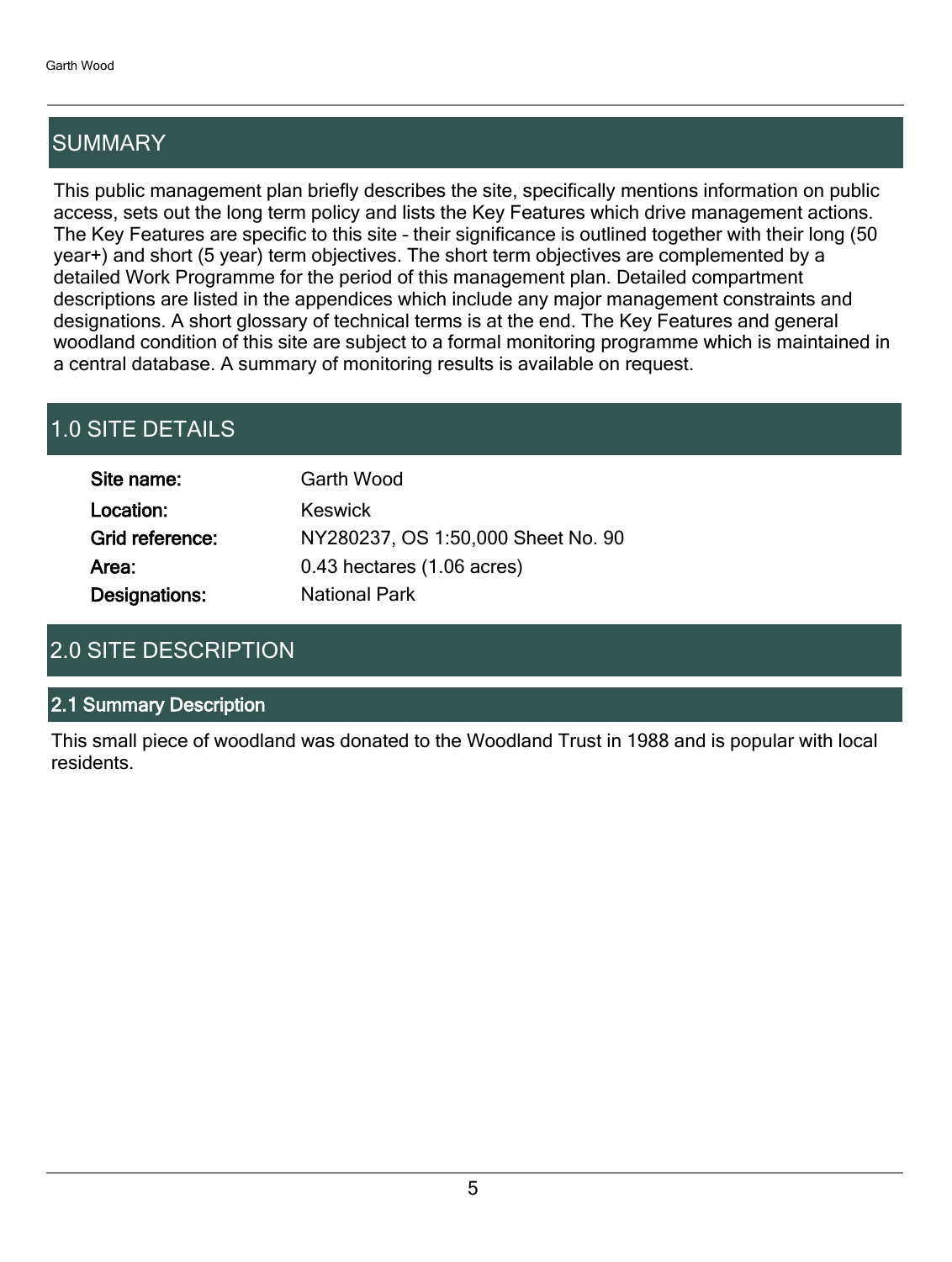## SUMMARY

This public management plan briefly describes the site, specifically mentions information on public access, sets out the long term policy and lists the Key Features which drive management actions. The Key Features are specific to this site – their significance is outlined together with their long (50 year+) and short (5 year) term objectives. The short term objectives are complemented by a detailed Work Programme for the period of this management plan. Detailed compartment descriptions are listed in the appendices which include any major management constraints and designations. A short glossary of technical terms is at the end. The Key Features and general woodland condition of this site are subject to a formal monitoring programme which is maintained in a central database. A summary of monitoring results is available on request.

## 1.0 SITE DETAILS

| | |
|---|---|
| **Site name:** | Garth Wood |
| **Location:** | Keswick |
| **Grid reference:** | NY280237, OS 1:50,000 Sheet No. 90 |
| **Area:** | 0.43 hectares (1.06 acres) |
| **Designations:** | National Park |

## 2.0 SITE DESCRIPTION

### 2.1 Summary Description

This small piece of woodland was donated to the Woodland Trust in 1988 and is popular with local residents.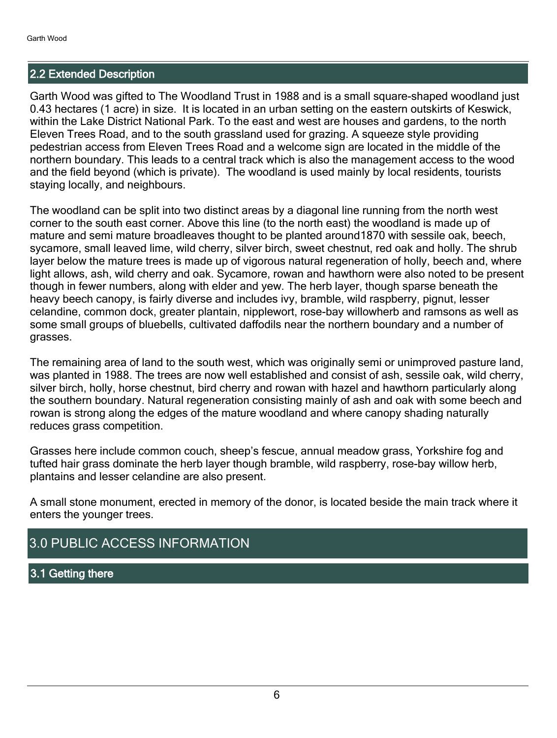### 2.2 Extended Description

Garth Wood was gifted to The Woodland Trust in 1988 and is a small square-shaped woodland just 0.43 hectares (1 acre) in size. It is located in an urban setting on the eastern outskirts of Keswick, within the Lake District National Park. To the east and west are houses and gardens, to the north Eleven Trees Road, and to the south grassland used for grazing. A squeeze style providing pedestrian access from Eleven Trees Road and a welcome sign are located in the middle of the northern boundary. This leads to a central track which is also the management access to the wood and the field beyond (which is private). The woodland is used mainly by local residents, tourists staying locally, and neighbours.

The woodland can be split into two distinct areas by a diagonal line running from the north west corner to the south east corner. Above this line (to the north east) the woodland is made up of mature and semi mature broadleaves thought to be planted around1870 with sessile oak, beech, sycamore, small leaved lime, wild cherry, silver birch, sweet chestnut, red oak and holly. The shrub layer below the mature trees is made up of vigorous natural regeneration of holly, beech and, where light allows, ash, wild cherry and oak. Sycamore, rowan and hawthorn were also noted to be present though in fewer numbers, along with elder and yew. The herb layer, though sparse beneath the heavy beech canopy, is fairly diverse and includes ivy, bramble, wild raspberry, pignut, lesser celandine, common dock, greater plantain, nipplewort, rose-bay willowherb and ramsons as well as some small groups of bluebells, cultivated daffodils near the northern boundary and a number of grasses.

The remaining area of land to the south west, which was originally semi or unimproved pasture land, was planted in 1988. The trees are now well established and consist of ash, sessile oak, wild cherry, silver birch, holly, horse chestnut, bird cherry and rowan with hazel and hawthorn particularly along the southern boundary. Natural regeneration consisting mainly of ash and oak with some beech and rowan is strong along the edges of the mature woodland and where canopy shading naturally reduces grass competition.

Grasses here include common couch, sheep's fescue, annual meadow grass, Yorkshire fog and tufted hair grass dominate the herb layer though bramble, wild raspberry, rose-bay willow herb, plantains and lesser celandine are also present.

A small stone monument, erected in memory of the donor, is located beside the main track where it enters the younger trees.

## 3.0 PUBLIC ACCESS INFORMATION

### 3.1 Getting there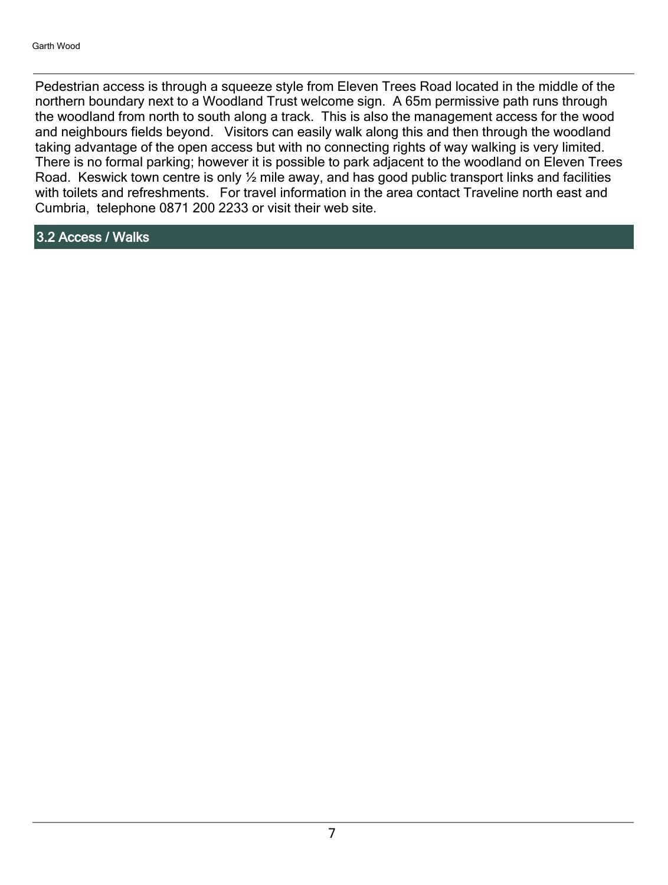Pedestrian access is through a squeeze style from Eleven Trees Road located in the middle of the northern boundary next to a Woodland Trust welcome sign. A 65m permissive path runs through the woodland from north to south along a track. This is also the management access for the wood and neighbours fields beyond. Visitors can easily walk along this and then through the woodland taking advantage of the open access but with no connecting rights of way walking is very limited. There is no formal parking; however it is possible to park adjacent to the woodland on Eleven Trees Road. Keswick town centre is only ½ mile away, and has good public transport links and facilities with toilets and refreshments. For travel information in the area contact Traveline north east and Cumbria, telephone 0871 200 2233 or visit their web site.

## 3.2 Access / Walks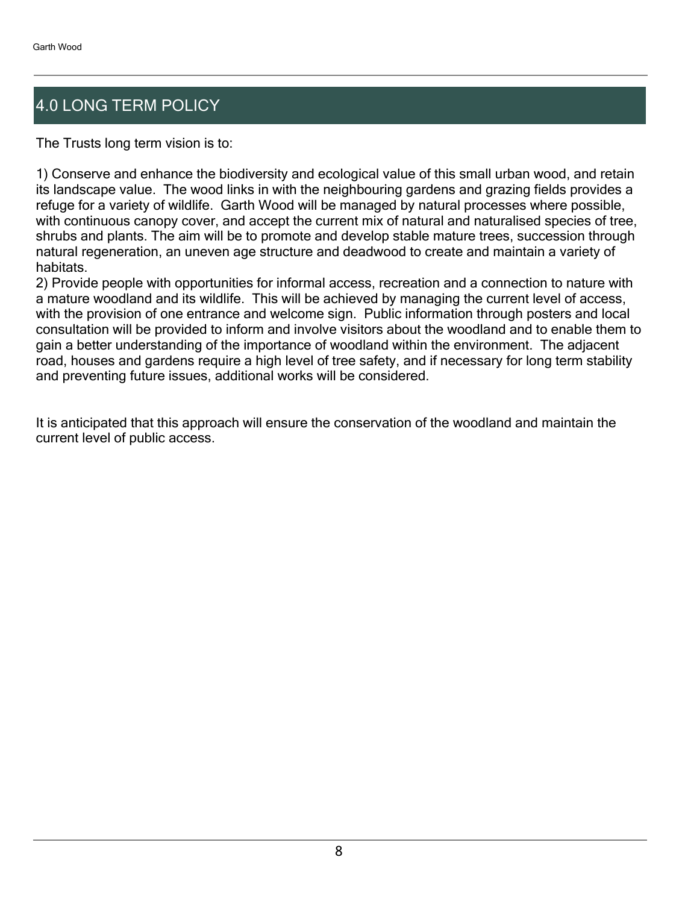## 4.0 LONG TERM POLICY

The Trusts long term vision is to:

1) Conserve and enhance the biodiversity and ecological value of this small urban wood, and retain its landscape value. The wood links in with the neighbouring gardens and grazing fields provides a refuge for a variety of wildlife. Garth Wood will be managed by natural processes where possible, with continuous canopy cover, and accept the current mix of natural and naturalised species of tree, shrubs and plants. The aim will be to promote and develop stable mature trees, succession through natural regeneration, an uneven age structure and deadwood to create and maintain a variety of habitats.
2) Provide people with opportunities for informal access, recreation and a connection to nature with a mature woodland and its wildlife. This will be achieved by managing the current level of access, with the provision of one entrance and welcome sign. Public information through posters and local consultation will be provided to inform and involve visitors about the woodland and to enable them to gain a better understanding of the importance of woodland within the environment. The adjacent road, houses and gardens require a high level of tree safety, and if necessary for long term stability and preventing future issues, additional works will be considered.

It is anticipated that this approach will ensure the conservation of the woodland and maintain the current level of public access.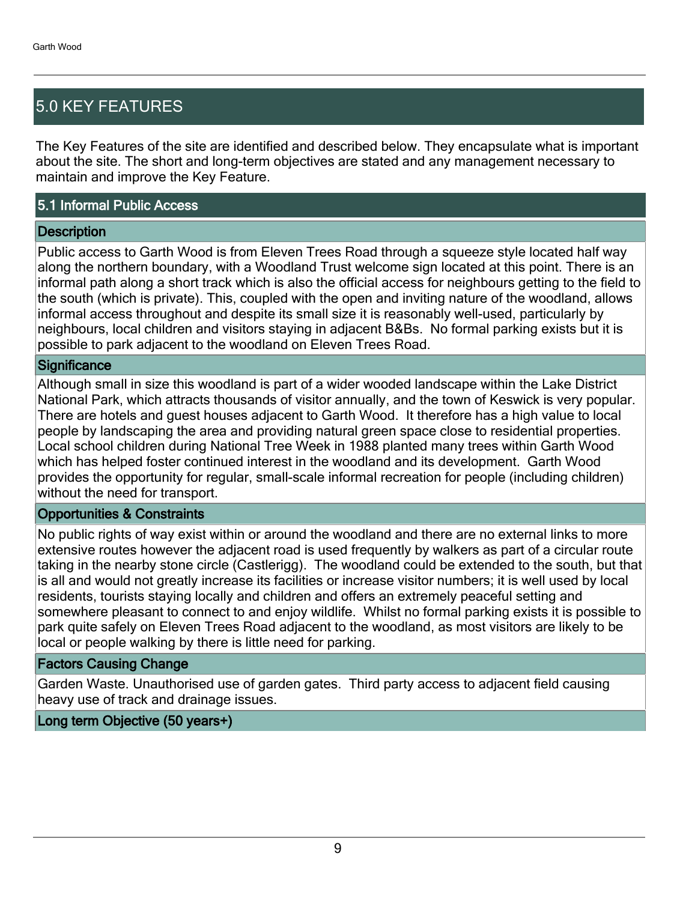## 5.0 KEY FEATURES

The Key Features of the site are identified and described below. They encapsulate what is important about the site. The short and long-term objectives are stated and any management necessary to maintain and improve the Key Feature.

### 5.1 Informal Public Access

#### Description

Public access to Garth Wood is from Eleven Trees Road through a squeeze style located half way along the northern boundary, with a Woodland Trust welcome sign located at this point. There is an informal path along a short track which is also the official access for neighbours getting to the field to the south (which is private). This, coupled with the open and inviting nature of the woodland, allows informal access throughout and despite its small size it is reasonably well-used, particularly by neighbours, local children and visitors staying in adjacent B&Bs. No formal parking exists but it is possible to park adjacent to the woodland on Eleven Trees Road.

#### Significance

Although small in size this woodland is part of a wider wooded landscape within the Lake District National Park, which attracts thousands of visitor annually, and the town of Keswick is very popular. There are hotels and guest houses adjacent to Garth Wood. It therefore has a high value to local people by landscaping the area and providing natural green space close to residential properties. Local school children during National Tree Week in 1988 planted many trees within Garth Wood which has helped foster continued interest in the woodland and its development. Garth Wood provides the opportunity for regular, small-scale informal recreation for people (including children) without the need for transport.

#### Opportunities & Constraints

No public rights of way exist within or around the woodland and there are no external links to more extensive routes however the adjacent road is used frequently by walkers as part of a circular route taking in the nearby stone circle (Castlerigg). The woodland could be extended to the south, but that is all and would not greatly increase its facilities or increase visitor numbers; it is well used by local residents, tourists staying locally and children and offers an extremely peaceful setting and somewhere pleasant to connect to and enjoy wildlife. Whilst no formal parking exists it is possible to park quite safely on Eleven Trees Road adjacent to the woodland, as most visitors are likely to be local or people walking by there is little need for parking.

#### Factors Causing Change

Garden Waste. Unauthorised use of garden gates. Third party access to adjacent field causing heavy use of track and drainage issues.

#### Long term Objective (50 years+)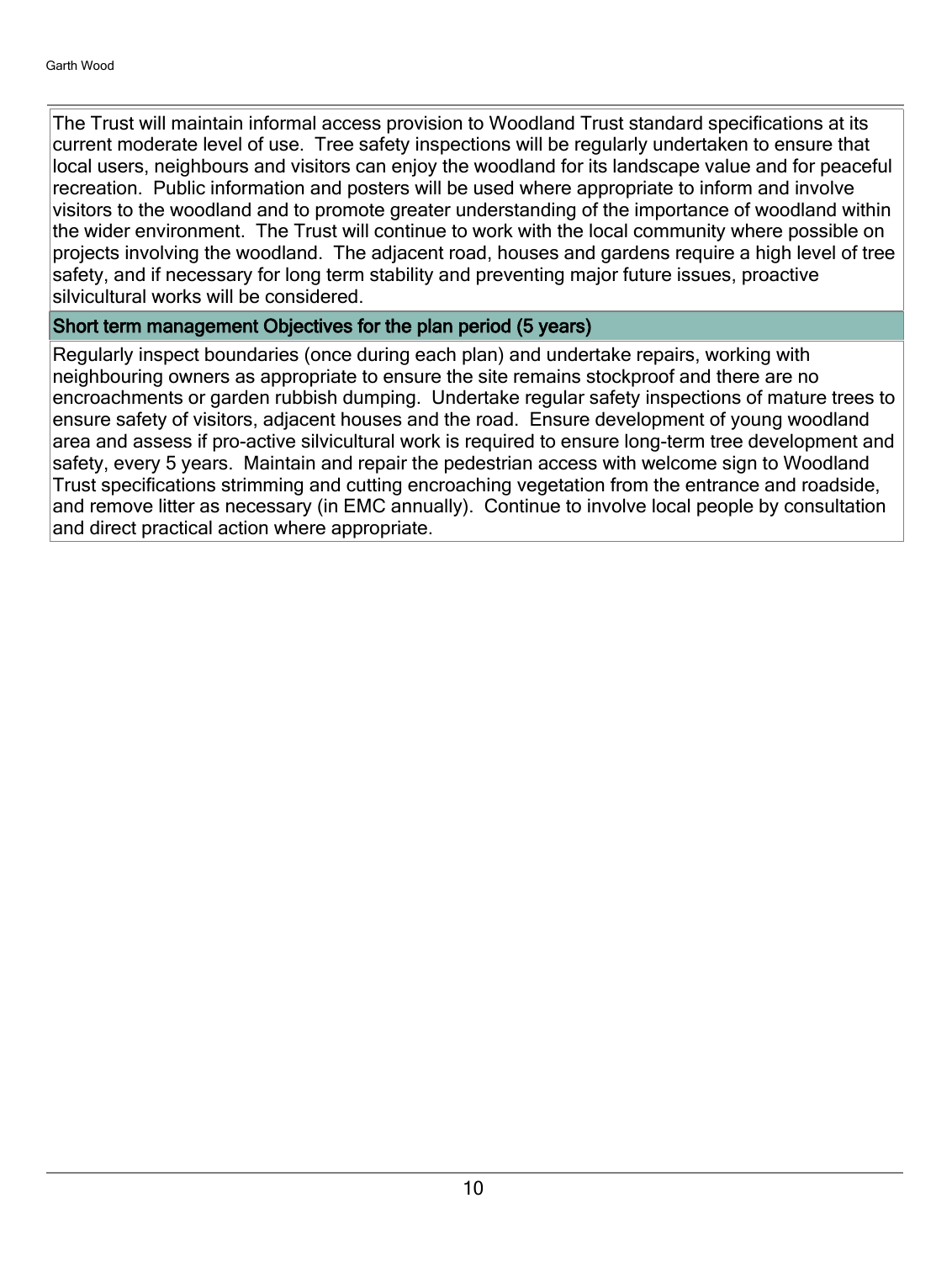The Trust will maintain informal access provision to Woodland Trust standard specifications at its current moderate level of use. Tree safety inspections will be regularly undertaken to ensure that local users, neighbours and visitors can enjoy the woodland for its landscape value and for peaceful recreation. Public information and posters will be used where appropriate to inform and involve visitors to the woodland and to promote greater understanding of the importance of woodland within the wider environment. The Trust will continue to work with the local community where possible on projects involving the woodland. The adjacent road, houses and gardens require a high level of tree safety, and if necessary for long term stability and preventing major future issues, proactive silvicultural works will be considered.

### Short term management Objectives for the plan period (5 years)

Regularly inspect boundaries (once during each plan) and undertake repairs, working with neighbouring owners as appropriate to ensure the site remains stockproof and there are no encroachments or garden rubbish dumping. Undertake regular safety inspections of mature trees to ensure safety of visitors, adjacent houses and the road. Ensure development of young woodland area and assess if pro-active silvicultural work is required to ensure long-term tree development and safety, every 5 years. Maintain and repair the pedestrian access with welcome sign to Woodland Trust specifications strimming and cutting encroaching vegetation from the entrance and roadside, and remove litter as necessary (in EMC annually). Continue to involve local people by consultation and direct practical action where appropriate.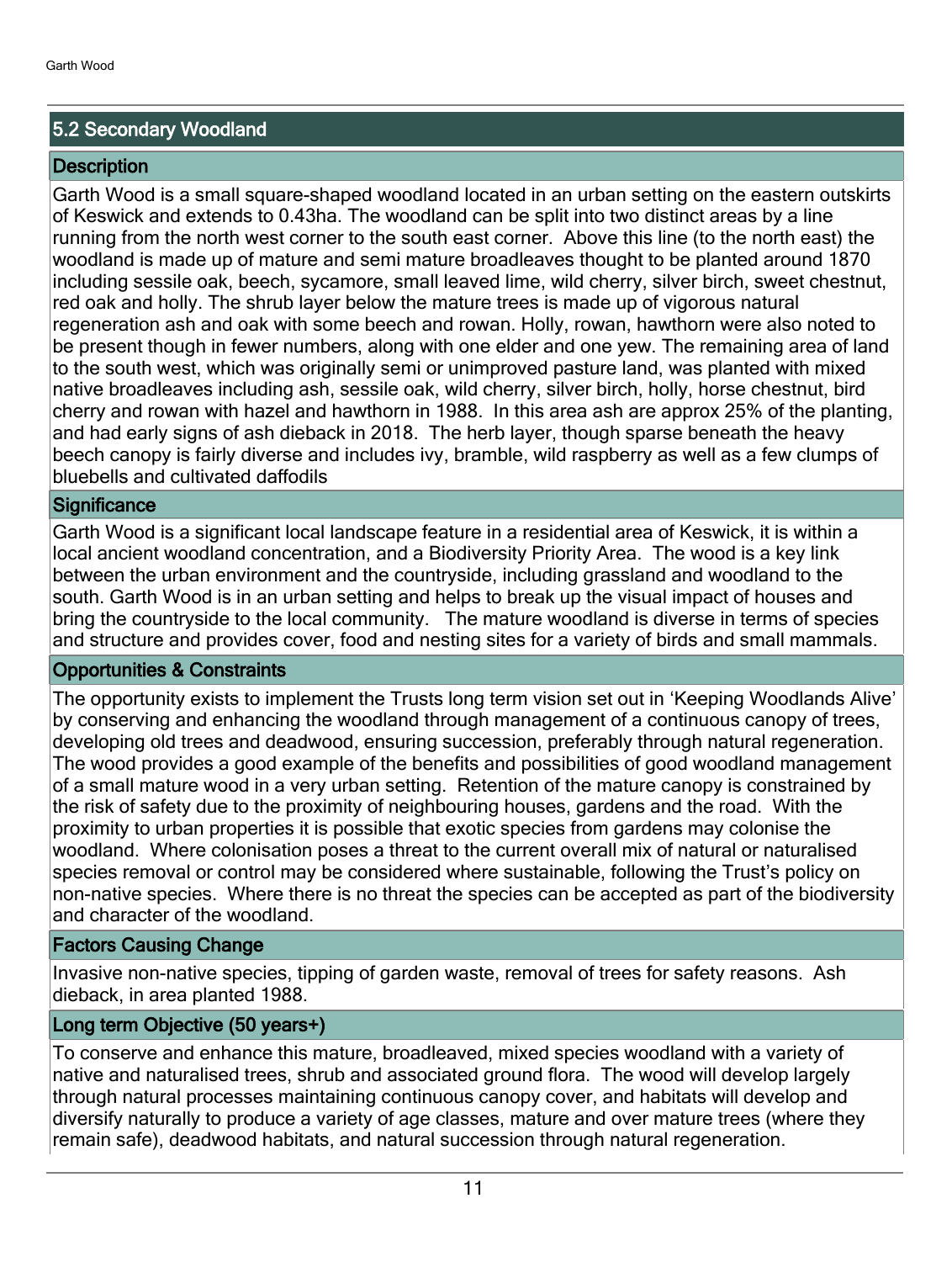## 5.2 Secondary Woodland

### Description

Garth Wood is a small square-shaped woodland located in an urban setting on the eastern outskirts of Keswick and extends to 0.43ha. The woodland can be split into two distinct areas by a line running from the north west corner to the south east corner. Above this line (to the north east) the woodland is made up of mature and semi mature broadleaves thought to be planted around 1870 including sessile oak, beech, sycamore, small leaved lime, wild cherry, silver birch, sweet chestnut, red oak and holly. The shrub layer below the mature trees is made up of vigorous natural regeneration ash and oak with some beech and rowan. Holly, rowan, hawthorn were also noted to be present though in fewer numbers, along with one elder and one yew. The remaining area of land to the south west, which was originally semi or unimproved pasture land, was planted with mixed native broadleaves including ash, sessile oak, wild cherry, silver birch, holly, horse chestnut, bird cherry and rowan with hazel and hawthorn in 1988. In this area ash are approx 25% of the planting, and had early signs of ash dieback in 2018. The herb layer, though sparse beneath the heavy beech canopy is fairly diverse and includes ivy, bramble, wild raspberry as well as a few clumps of bluebells and cultivated daffodils

### Significance

Garth Wood is a significant local landscape feature in a residential area of Keswick, it is within a local ancient woodland concentration, and a Biodiversity Priority Area. The wood is a key link between the urban environment and the countryside, including grassland and woodland to the south. Garth Wood is in an urban setting and helps to break up the visual impact of houses and bring the countryside to the local community. The mature woodland is diverse in terms of species and structure and provides cover, food and nesting sites for a variety of birds and small mammals.

### Opportunities & Constraints

The opportunity exists to implement the Trusts long term vision set out in 'Keeping Woodlands Alive' by conserving and enhancing the woodland through management of a continuous canopy of trees, developing old trees and deadwood, ensuring succession, preferably through natural regeneration. The wood provides a good example of the benefits and possibilities of good woodland management of a small mature wood in a very urban setting. Retention of the mature canopy is constrained by the risk of safety due to the proximity of neighbouring houses, gardens and the road. With the proximity to urban properties it is possible that exotic species from gardens may colonise the woodland. Where colonisation poses a threat to the current overall mix of natural or naturalised species removal or control may be considered where sustainable, following the Trust's policy on non-native species. Where there is no threat the species can be accepted as part of the biodiversity and character of the woodland.

### Factors Causing Change

Invasive non-native species, tipping of garden waste, removal of trees for safety reasons. Ash dieback, in area planted 1988.

### Long term Objective (50 years+)

To conserve and enhance this mature, broadleaved, mixed species woodland with a variety of native and naturalised trees, shrub and associated ground flora. The wood will develop largely through natural processes maintaining continuous canopy cover, and habitats will develop and diversify naturally to produce a variety of age classes, mature and over mature trees (where they remain safe), deadwood habitats, and natural succession through natural regeneration.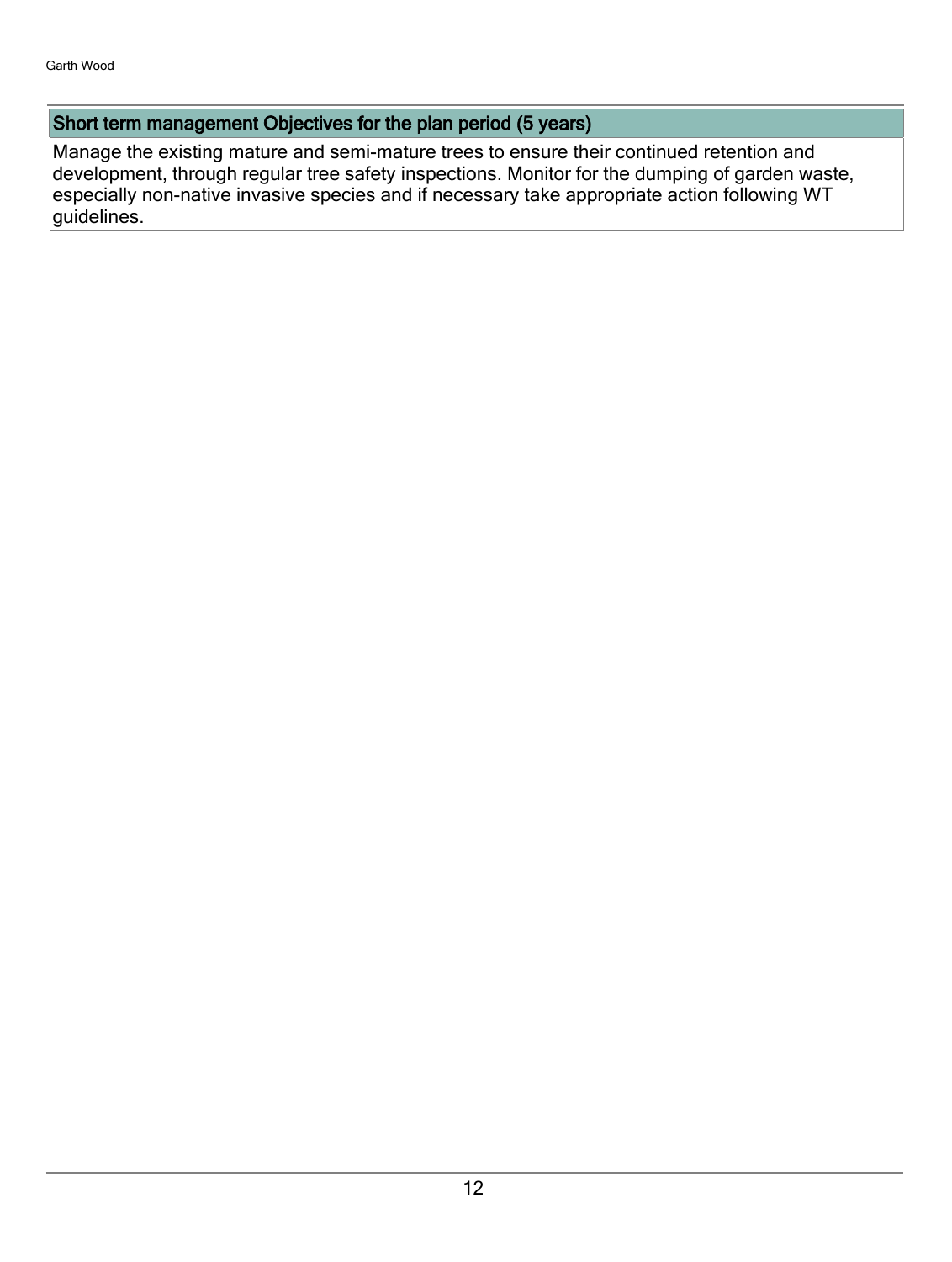## Short term management Objectives for the plan period (5 years)

Manage the existing mature and semi-mature trees to ensure their continued retention and development, through regular tree safety inspections. Monitor for the dumping of garden waste, especially non-native invasive species and if necessary take appropriate action following WT guidelines.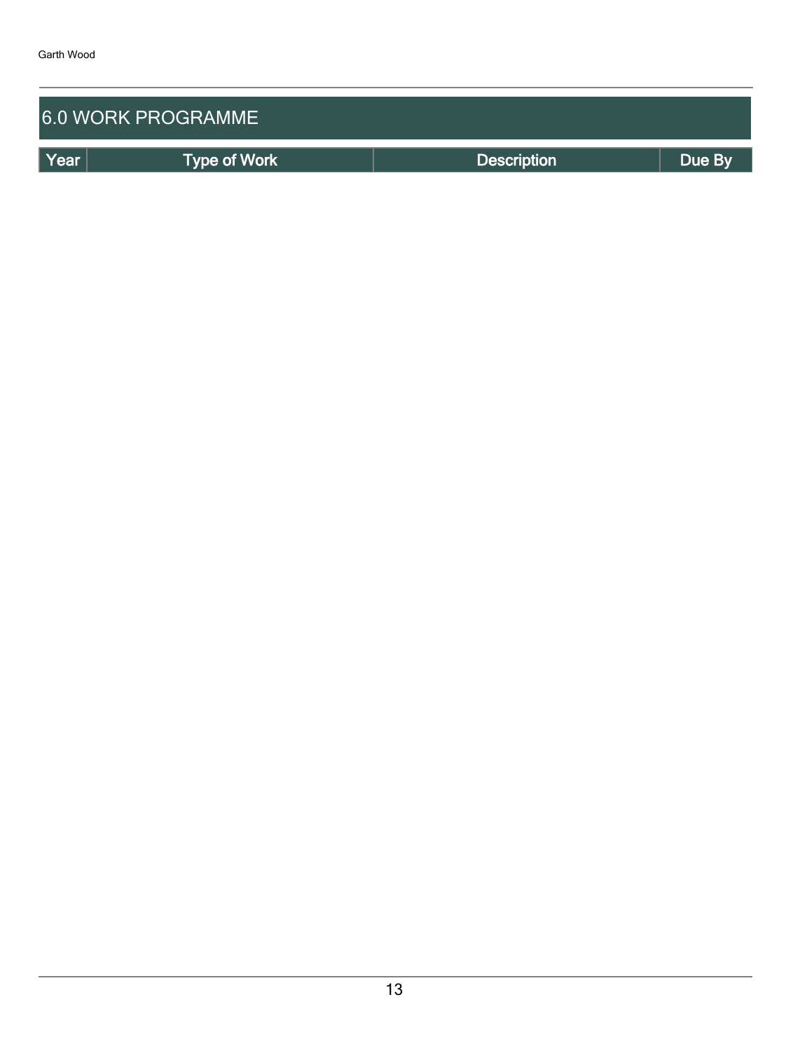## 6.0 WORK PROGRAMME

| Year | Type of Work | Description | Due By |
| --- | --- | --- | --- |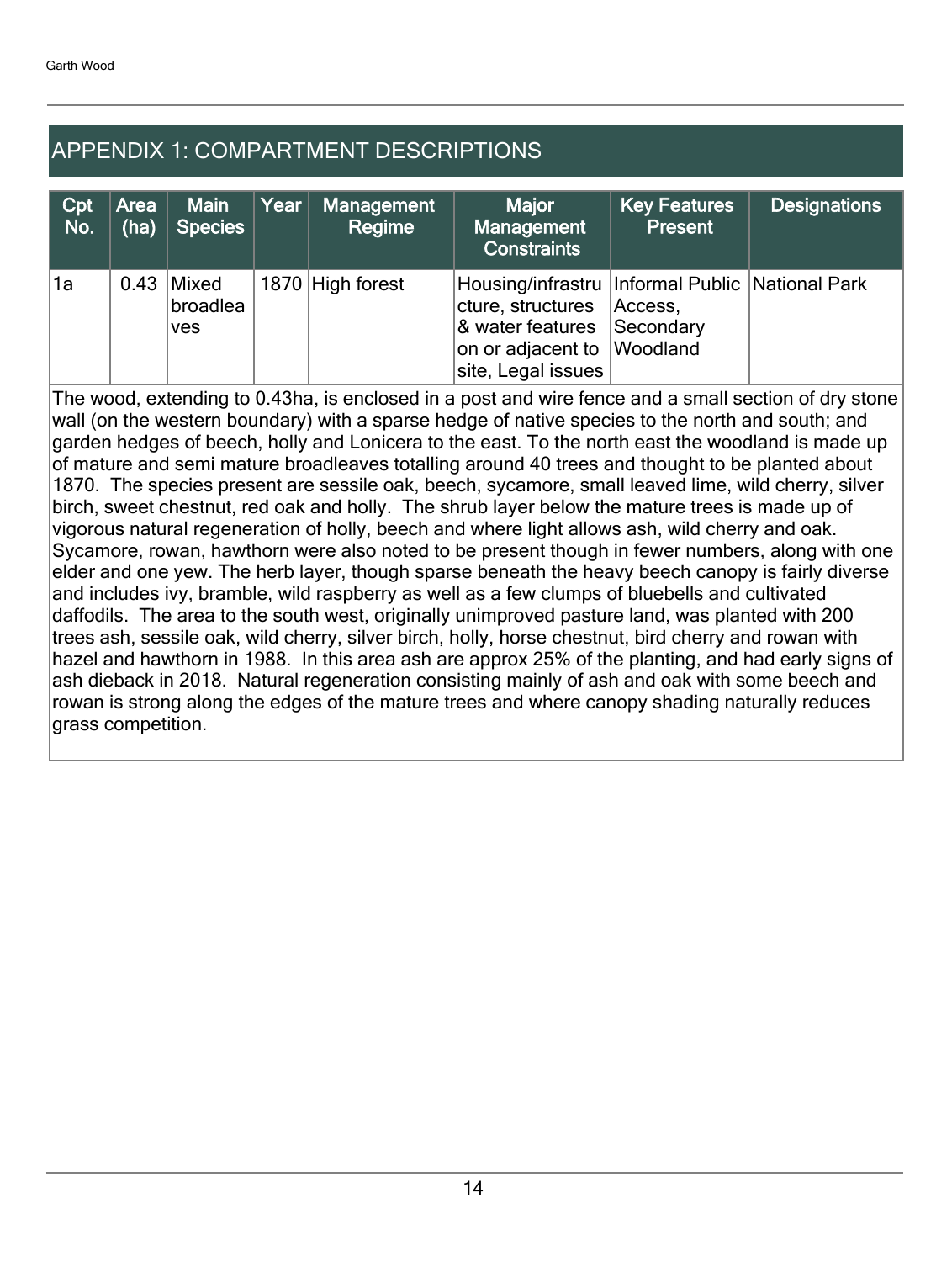## APPENDIX 1: COMPARTMENT DESCRIPTIONS

| Cpt No. | Area (ha) | Main Species | Year | Management Regime | Major Management Constraints | Key Features Present | Designations |
|---|---|---|---|---|---|---|---|
| 1a | 0.43 | Mixed broadleaves | 1870 | High forest | Housing/infrastructure, structures & water features on or adjacent to site, Legal issues | Informal Public Access, Secondary Woodland | National Park |

The wood, extending to 0.43ha, is enclosed in a post and wire fence and a small section of dry stone wall (on the western boundary) with a sparse hedge of native species to the north and south; and garden hedges of beech, holly and Lonicera to the east. To the north east the woodland is made up of mature and semi mature broadleaves totalling around 40 trees and thought to be planted about 1870. The species present are sessile oak, beech, sycamore, small leaved lime, wild cherry, silver birch, sweet chestnut, red oak and holly. The shrub layer below the mature trees is made up of vigorous natural regeneration of holly, beech and where light allows ash, wild cherry and oak. Sycamore, rowan, hawthorn were also noted to be present though in fewer numbers, along with one elder and one yew. The herb layer, though sparse beneath the heavy beech canopy is fairly diverse and includes ivy, bramble, wild raspberry as well as a few clumps of bluebells and cultivated daffodils. The area to the south west, originally unimproved pasture land, was planted with 200 trees ash, sessile oak, wild cherry, silver birch, holly, horse chestnut, bird cherry and rowan with hazel and hawthorn in 1988. In this area ash are approx 25% of the planting, and had early signs of ash dieback in 2018. Natural regeneration consisting mainly of ash and oak with some beech and rowan is strong along the edges of the mature trees and where canopy shading naturally reduces grass competition.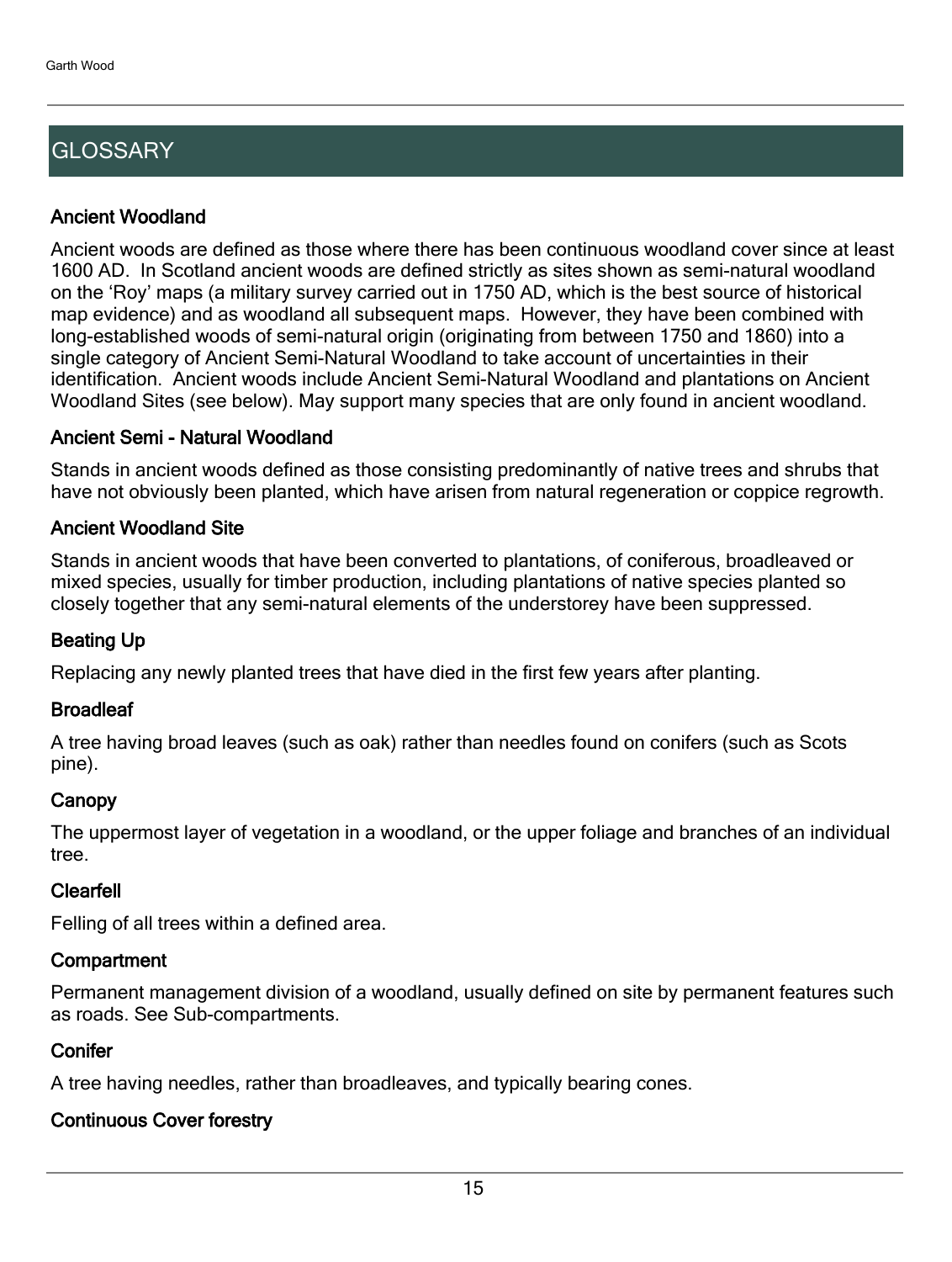## GLOSSARY

### Ancient Woodland

Ancient woods are defined as those where there has been continuous woodland cover since at least 1600 AD. In Scotland ancient woods are defined strictly as sites shown as semi-natural woodland on the 'Roy' maps (a military survey carried out in 1750 AD, which is the best source of historical map evidence) and as woodland all subsequent maps. However, they have been combined with long-established woods of semi-natural origin (originating from between 1750 and 1860) into a single category of Ancient Semi-Natural Woodland to take account of uncertainties in their identification. Ancient woods include Ancient Semi-Natural Woodland and plantations on Ancient Woodland Sites (see below). May support many species that are only found in ancient woodland.

### Ancient Semi - Natural Woodland

Stands in ancient woods defined as those consisting predominantly of native trees and shrubs that have not obviously been planted, which have arisen from natural regeneration or coppice regrowth.

### Ancient Woodland Site

Stands in ancient woods that have been converted to plantations, of coniferous, broadleaved or mixed species, usually for timber production, including plantations of native species planted so closely together that any semi-natural elements of the understorey have been suppressed.

### Beating Up

Replacing any newly planted trees that have died in the first few years after planting.

### Broadleaf

A tree having broad leaves (such as oak) rather than needles found on conifers (such as Scots pine).

### Canopy

The uppermost layer of vegetation in a woodland, or the upper foliage and branches of an individual tree.

### Clearfell

Felling of all trees within a defined area.

### Compartment

Permanent management division of a woodland, usually defined on site by permanent features such as roads. See Sub-compartments.

### Conifer

A tree having needles, rather than broadleaves, and typically bearing cones.

### Continuous Cover forestry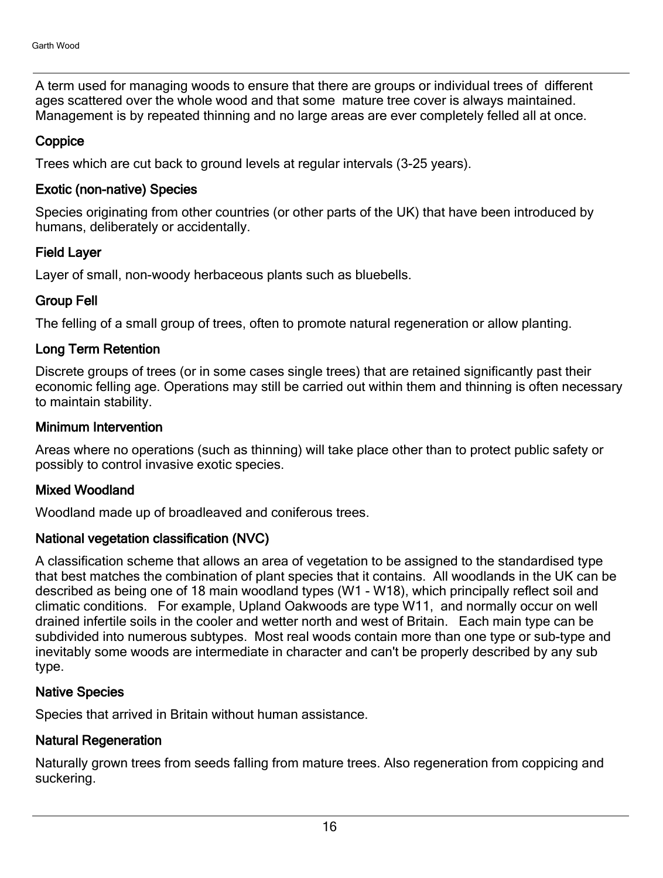A term used for managing woods to ensure that there are groups or individual trees of different ages scattered over the whole wood and that some mature tree cover is always maintained. Management is by repeated thinning and no large areas are ever completely felled all at once.

### Coppice

Trees which are cut back to ground levels at regular intervals (3-25 years).

### Exotic (non-native) Species

Species originating from other countries (or other parts of the UK) that have been introduced by humans, deliberately or accidentally.

### Field Layer

Layer of small, non-woody herbaceous plants such as bluebells.

### Group Fell

The felling of a small group of trees, often to promote natural regeneration or allow planting.

### Long Term Retention

Discrete groups of trees (or in some cases single trees) that are retained significantly past their economic felling age. Operations may still be carried out within them and thinning is often necessary to maintain stability.

### Minimum Intervention

Areas where no operations (such as thinning) will take place other than to protect public safety or possibly to control invasive exotic species.

### Mixed Woodland

Woodland made up of broadleaved and coniferous trees.

### National vegetation classification (NVC)

A classification scheme that allows an area of vegetation to be assigned to the standardised type that best matches the combination of plant species that it contains. All woodlands in the UK can be described as being one of 18 main woodland types (W1 - W18), which principally reflect soil and climatic conditions. For example, Upland Oakwoods are type W11, and normally occur on well drained infertile soils in the cooler and wetter north and west of Britain. Each main type can be subdivided into numerous subtypes. Most real woods contain more than one type or sub-type and inevitably some woods are intermediate in character and can't be properly described by any sub type.

### Native Species

Species that arrived in Britain without human assistance.

### Natural Regeneration

Naturally grown trees from seeds falling from mature trees. Also regeneration from coppicing and suckering.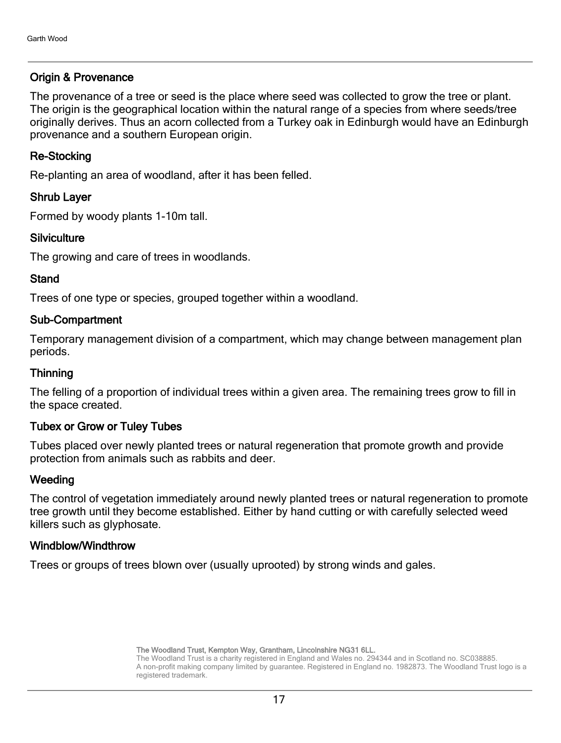### Origin & Provenance

The provenance of a tree or seed is the place where seed was collected to grow the tree or plant. The origin is the geographical location within the natural range of a species from where seeds/tree originally derives. Thus an acorn collected from a Turkey oak in Edinburgh would have an Edinburgh provenance and a southern European origin.

### Re-Stocking

Re-planting an area of woodland, after it has been felled.

### Shrub Layer

Formed by woody plants 1-10m tall.

### Silviculture

The growing and care of trees in woodlands.

### Stand

Trees of one type or species, grouped together within a woodland.

### Sub-Compartment

Temporary management division of a compartment, which may change between management plan periods.

### Thinning

The felling of a proportion of individual trees within a given area. The remaining trees grow to fill in the space created.

### Tubex or Grow or Tuley Tubes

Tubes placed over newly planted trees or natural regeneration that promote growth and provide protection from animals such as rabbits and deer.

### Weeding

The control of vegetation immediately around newly planted trees or natural regeneration to promote tree growth until they become established. Either by hand cutting or with carefully selected weed killers such as glyphosate.

### Windblow/Windthrow

Trees or groups of trees blown over (usually uprooted) by strong winds and gales.